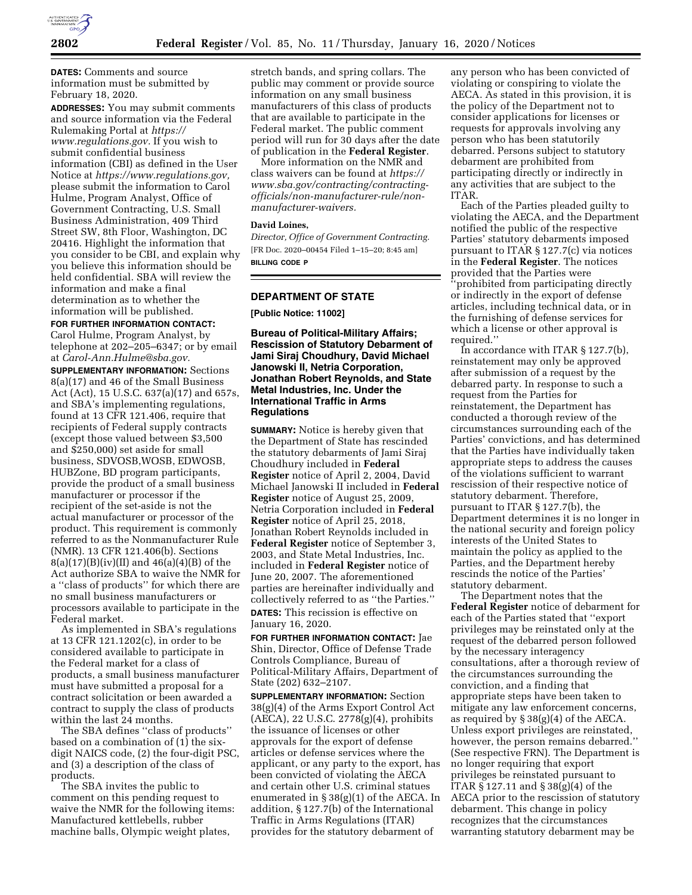**DATES:** Comments and source information must be submitted by February 18, 2020.

**ADDRESSES:** You may submit comments and source information via the Federal Rulemaking Portal at *https://www.regulations.gov.* If you wish to submit confidential business information (CBI) as defined in the User Notice at *https://www.regulations.gov,* please submit the information to Carol Hulme, Program Analyst, Office of Government Contracting, U.S. Small Business Administration, 409 Third Street SW, 8th Floor, Washington, DC 20416. Highlight the information that you consider to be CBI, and explain why you believe this information should be held confidential. SBA will review the information and make a final determination as to whether the information will be published.

**FOR FURTHER INFORMATION CONTACT:** Carol Hulme, Program Analyst, by telephone at 202–205–6347; or by email at *Carol-Ann.Hulme@sba.gov.*

**SUPPLEMENTARY INFORMATION:** Sections 8(a)(17) and 46 of the Small Business Act (Act), 15 U.S.C. 637(a)(17) and 657s, and SBA's implementing regulations, found at 13 CFR 121.406, require that recipients of Federal supply contracts (except those valued between $3,500 and $250,000) set aside for small business, SDVOSB,WOSB, EDWOSB, HUBZone, BD program participants, provide the product of a small business manufacturer or processor if the recipient of the set-aside is not the actual manufacturer or processor of the product. This requirement is commonly referred to as the Nonmanufacturer Rule (NMR). 13 CFR 121.406(b). Sections 8(a)(17)(B)(iv)(II) and 46(a)(4)(B) of the Act authorize SBA to waive the NMR for a ''class of products'' for which there are no small business manufacturers or processors available to participate in the Federal market.

As implemented in SBA's regulations at 13 CFR 121.1202(c), in order to be considered available to participate in the Federal market for a class of products, a small business manufacturer must have submitted a proposal for a contract solicitation or been awarded a contract to supply the class of products within the last 24 months.

The SBA defines ''class of products'' based on a combination of (1) the six-digit NAICS code, (2) the four-digit PSC, and (3) a description of the class of products.

The SBA invites the public to comment on this pending request to waive the NMR for the following items: Manufactured kettlebells, rubber machine balls, Olympic weight plates, stretch bands, and spring collars. The public may comment or provide source information on any small business manufacturers of this class of products that are available to participate in the Federal market. The public comment period will run for 30 days after the date of publication in the **Federal Register**.

More information on the NMR and class waivers can be found at *https://www.sba.gov/contracting/contracting-officials/non-manufacturer-rule/non-manufacturer-waivers.*

**David Loines,**

*Director, Office of Government Contracting.*

[FR Doc. 2020–00454 Filed 1–15–20; 8:45 am]

**BILLING CODE P**

## DEPARTMENT OF STATE

**[Public Notice: 11002]**

## Bureau of Political-Military Affairs; Rescission of Statutory Debarment of Jami Siraj Choudhury, David Michael Janowski II, Netria Corporation, Jonathan Robert Reynolds, and State Metal Industries, Inc. Under the International Traffic in Arms Regulations

**SUMMARY:** Notice is hereby given that the Department of State has rescinded the statutory debarments of Jami Siraj Choudhury included in **Federal Register** notice of April 2, 2004, David Michael Janowski II included in **Federal Register** notice of August 25, 2009, Netria Corporation included in **Federal Register** notice of April 25, 2018, Jonathan Robert Reynolds included in **Federal Register** notice of September 3, 2003, and State Metal Industries, Inc. included in **Federal Register** notice of June 20, 2007. The aforementioned parties are hereinafter individually and collectively referred to as ''the Parties.''

**DATES:** This recission is effective on January 16, 2020.

**FOR FURTHER INFORMATION CONTACT:** Jae Shin, Director, Office of Defense Trade Controls Compliance, Bureau of Political-Military Affairs, Department of State (202) 632–2107.

**SUPPLEMENTARY INFORMATION:** Section 38(g)(4) of the Arms Export Control Act (AECA), 22 U.S.C. 2778(g)(4), prohibits the issuance of licenses or other approvals for the export of defense articles or defense services where the applicant, or any party to the export, has been convicted of violating the AECA and certain other U.S. criminal statues enumerated in § 38(g)(1) of the AECA. In addition, § 127.7(b) of the International Traffic in Arms Regulations (ITAR) provides for the statutory debarment of any person who has been convicted of violating or conspiring to violate the AECA. As stated in this provision, it is the policy of the Department not to consider applications for licenses or requests for approvals involving any person who has been statutorily debarred. Persons subject to statutory debarment are prohibited from participating directly or indirectly in any activities that are subject to the ITAR.

Each of the Parties pleaded guilty to violating the AECA, and the Department notified the public of the respective Parties' statutory debarments imposed pursuant to ITAR § 127.7(c) via notices in the **Federal Register**. The notices provided that the Parties were ''prohibited from participating directly or indirectly in the export of defense articles, including technical data, or in the furnishing of defense services for which a license or other approval is required.''

In accordance with ITAR § 127.7(b), reinstatement may only be approved after submission of a request by the debarred party. In response to such a request from the Parties for reinstatement, the Department has conducted a thorough review of the circumstances surrounding each of the Parties' convictions, and has determined that the Parties have individually taken appropriate steps to address the causes of the violations sufficient to warrant rescission of their respective notice of statutory debarment. Therefore, pursuant to ITAR § 127.7(b), the Department determines it is no longer in the national security and foreign policy interests of the United States to maintain the policy as applied to the Parties, and the Department hereby rescinds the notice of the Parties' statutory debarment.

The Department notes that the **Federal Register** notice of debarment for each of the Parties stated that ''export privileges may be reinstated only at the request of the debarred person followed by the necessary interagency consultations, after a thorough review of the circumstances surrounding the conviction, and a finding that appropriate steps have been taken to mitigate any law enforcement concerns, as required by § 38(g)(4) of the AECA. Unless export privileges are reinstated, however, the person remains debarred.'' (See respective FRN). The Department is no longer requiring that export privileges be reinstated pursuant to ITAR § 127.11 and § 38(g)(4) of the AECA prior to the rescission of statutory debarment. This change in policy recognizes that the circumstances warranting statutory debarment may be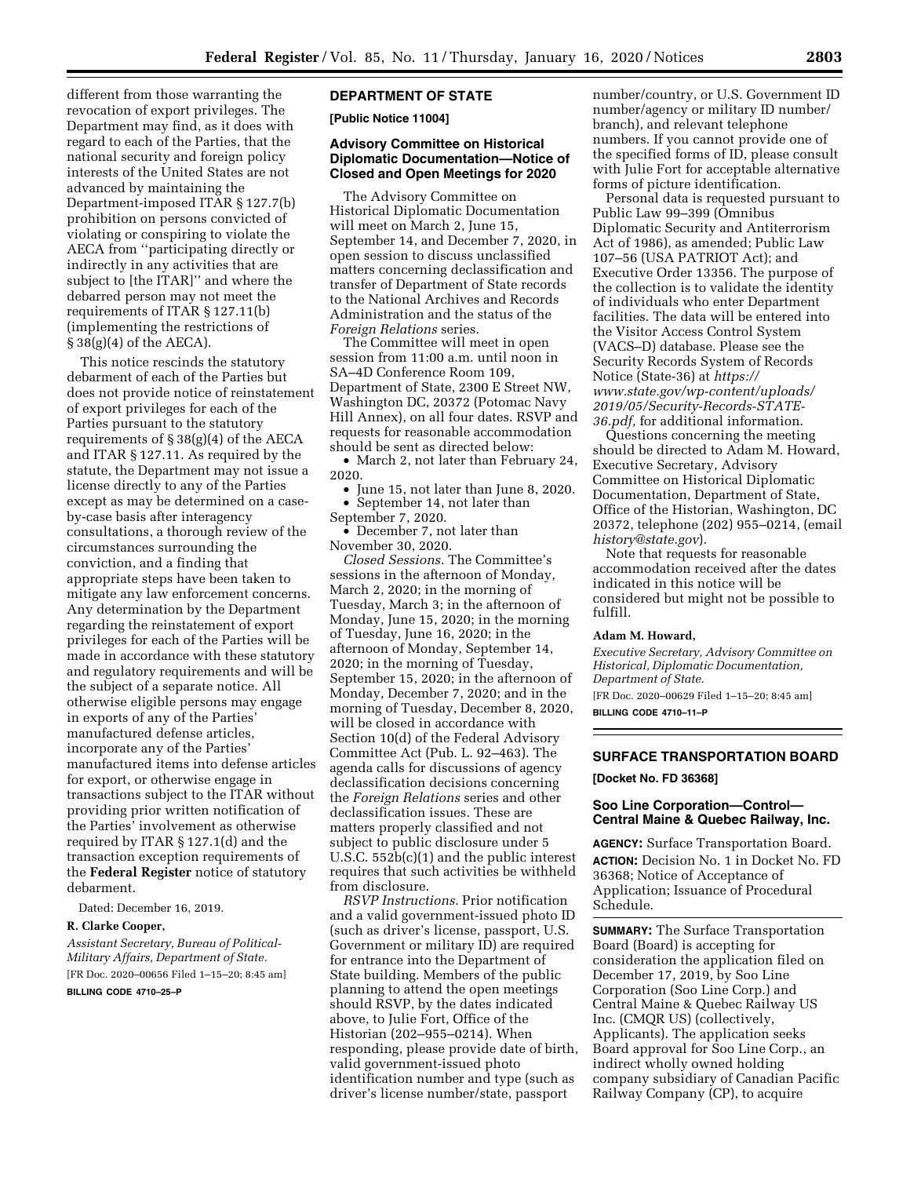different from those warranting the revocation of export privileges. The Department may find, as it does with regard to each of the Parties, that the national security and foreign policy interests of the United States are not advanced by maintaining the Department-imposed ITAR § 127.7(b) prohibition on persons convicted of violating or conspiring to violate the AECA from ''participating directly or indirectly in any activities that are subject to [the ITAR]'' and where the debarred person may not meet the requirements of ITAR § 127.11(b) (implementing the restrictions of § 38(g)(4) of the AECA).

This notice rescinds the statutory debarment of each of the Parties but does not provide notice of reinstatement of export privileges for each of the Parties pursuant to the statutory requirements of § 38(g)(4) of the AECA and ITAR § 127.11. As required by the statute, the Department may not issue a license directly to any of the Parties except as may be determined on a case-by-case basis after interagency consultations, a thorough review of the circumstances surrounding the conviction, and a finding that appropriate steps have been taken to mitigate any law enforcement concerns. Any determination by the Department regarding the reinstatement of export privileges for each of the Parties will be made in accordance with these statutory and regulatory requirements and will be the subject of a separate notice. All otherwise eligible persons may engage in exports of any of the Parties' manufactured defense articles, incorporate any of the Parties' manufactured items into defense articles for export, or otherwise engage in transactions subject to the ITAR without providing prior written notification of the Parties' involvement as otherwise required by ITAR § 127.1(d) and the transaction exception requirements of the **Federal Register** notice of statutory debarment.

Dated: December 16, 2019.

**R. Clarke Cooper,**

*Assistant Secretary, Bureau of Political-Military Affairs, Department of State.*

[FR Doc. 2020–00656 Filed 1–15–20; 8:45 am]

**BILLING CODE 4710–25–P**

## DEPARTMENT OF STATE

**[Public Notice 11004]**

### Advisory Committee on Historical Diplomatic Documentation—Notice of Closed and Open Meetings for 2020

The Advisory Committee on Historical Diplomatic Documentation will meet on March 2, June 15, September 14, and December 7, 2020, in open session to discuss unclassified matters concerning declassification and transfer of Department of State records to the National Archives and Records Administration and the status of the *Foreign Relations* series.

The Committee will meet in open session from 11:00 a.m. until noon in SA–4D Conference Room 109, Department of State, 2300 E Street NW, Washington DC, 20372 (Potomac Navy Hill Annex), on all four dates. RSVP and requests for reasonable accommodation should be sent as directed below:

- March 2, not later than February 24, 2020.
- June 15, not later than June 8, 2020.
- September 14, not later than September 7, 2020.
- December 7, not later than November 30, 2020.

*Closed Sessions.* The Committee's sessions in the afternoon of Monday, March 2, 2020; in the morning of Tuesday, March 3; in the afternoon of Monday, June 15, 2020; in the morning of Tuesday, June 16, 2020; in the afternoon of Monday, September 14, 2020; in the morning of Tuesday, September 15, 2020; in the afternoon of Monday, December 7, 2020; and in the morning of Tuesday, December 8, 2020, will be closed in accordance with Section 10(d) of the Federal Advisory Committee Act (Pub. L. 92–463). The agenda calls for discussions of agency declassification decisions concerning the *Foreign Relations* series and other declassification issues. These are matters properly classified and not subject to public disclosure under 5 U.S.C. 552b(c)(1) and the public interest requires that such activities be withheld from disclosure.

*RSVP Instructions.* Prior notification and a valid government-issued photo ID (such as driver's license, passport, U.S. Government or military ID) are required for entrance into the Department of State building. Members of the public planning to attend the open meetings should RSVP, by the dates indicated above, to Julie Fort, Office of the Historian (202–955–0214). When responding, please provide date of birth, valid government-issued photo identification number and type (such as driver's license number/state, passport number/country, or U.S. Government ID number/agency or military ID number/branch), and relevant telephone numbers. If you cannot provide one of the specified forms of ID, please consult with Julie Fort for acceptable alternative forms of picture identification.

Personal data is requested pursuant to Public Law 99–399 (Omnibus Diplomatic Security and Antiterrorism Act of 1986), as amended; Public Law 107–56 (USA PATRIOT Act); and Executive Order 13356. The purpose of the collection is to validate the identity of individuals who enter Department facilities. The data will be entered into the Visitor Access Control System (VACS–D) database. Please see the Security Records System of Records Notice (State-36) at *https://www.state.gov/wp-content/uploads/2019/05/Security-Records-STATE-36.pdf,* for additional information.

Questions concerning the meeting should be directed to Adam M. Howard, Executive Secretary, Advisory Committee on Historical Diplomatic Documentation, Department of State, Office of the Historian, Washington, DC 20372, telephone (202) 955–0214, (email *history@state.gov*).

Note that requests for reasonable accommodation received after the dates indicated in this notice will be considered but might not be possible to fulfill.

**Adam M. Howard,**

*Executive Secretary, Advisory Committee on Historical, Diplomatic Documentation, Department of State.*

[FR Doc. 2020–00629 Filed 1–15–20; 8:45 am]

**BILLING CODE 4710–11–P**

## SURFACE TRANSPORTATION BOARD

**[Docket No. FD 36368]**

### Soo Line Corporation—Control—Central Maine & Quebec Railway, Inc.

**AGENCY:** Surface Transportation Board.

**ACTION:** Decision No. 1 in Docket No. FD 36368; Notice of Acceptance of Application; Issuance of Procedural Schedule.

**SUMMARY:** The Surface Transportation Board (Board) is accepting for consideration the application filed on December 17, 2019, by Soo Line Corporation (Soo Line Corp.) and Central Maine & Quebec Railway US Inc. (CMQR US) (collectively, Applicants). The application seeks Board approval for Soo Line Corp., an indirect wholly owned holding company subsidiary of Canadian Pacific Railway Company (CP), to acquire